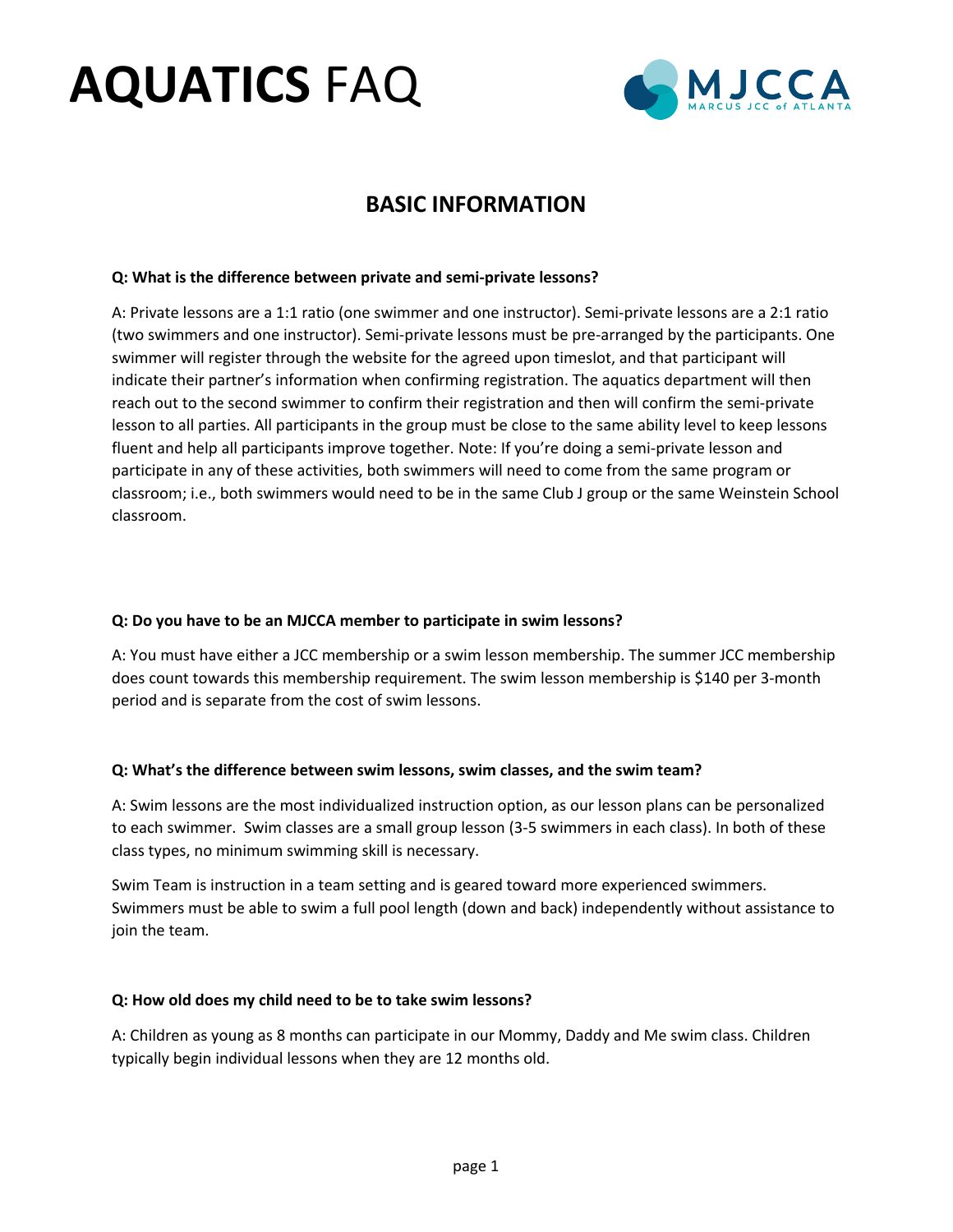# **AQUATICS** FAQ

MJCCA
MARCUS JCC of ATLANTA

## BASIC INFORMATION

**Q: What is the difference between private and semi-private lessons?**

A: Private lessons are a 1:1 ratio (one swimmer and one instructor). Semi-private lessons are a 2:1 ratio (two swimmers and one instructor). Semi-private lessons must be pre-arranged by the participants. One swimmer will register through the website for the agreed upon timeslot, and that participant will indicate their partner's information when confirming registration. The aquatics department will then reach out to the second swimmer to confirm their registration and then will confirm the semi-private lesson to all parties. All participants in the group must be close to the same ability level to keep lessons fluent and help all participants improve together. Note: If you're doing a semi-private lesson and participate in any of these activities, both swimmers will need to come from the same program or classroom; i.e., both swimmers would need to be in the same Club J group or the same Weinstein School classroom.

**Q: Do you have to be an MJCCA member to participate in swim lessons?**

A: You must have either a JCC membership or a swim lesson membership. The summer JCC membership does count towards this membership requirement. The swim lesson membership is $140 per 3-month period and is separate from the cost of swim lessons.

**Q: What's the difference between swim lessons, swim classes, and the swim team?**

A: Swim lessons are the most individualized instruction option, as our lesson plans can be personalized to each swimmer. Swim classes are a small group lesson (3-5 swimmers in each class). In both of these class types, no minimum swimming skill is necessary.

Swim Team is instruction in a team setting and is geared toward more experienced swimmers. Swimmers must be able to swim a full pool length (down and back) independently without assistance to join the team.

**Q: How old does my child need to be to take swim lessons?**

A: Children as young as 8 months can participate in our Mommy, Daddy and Me swim class. Children typically begin individual lessons when they are 12 months old.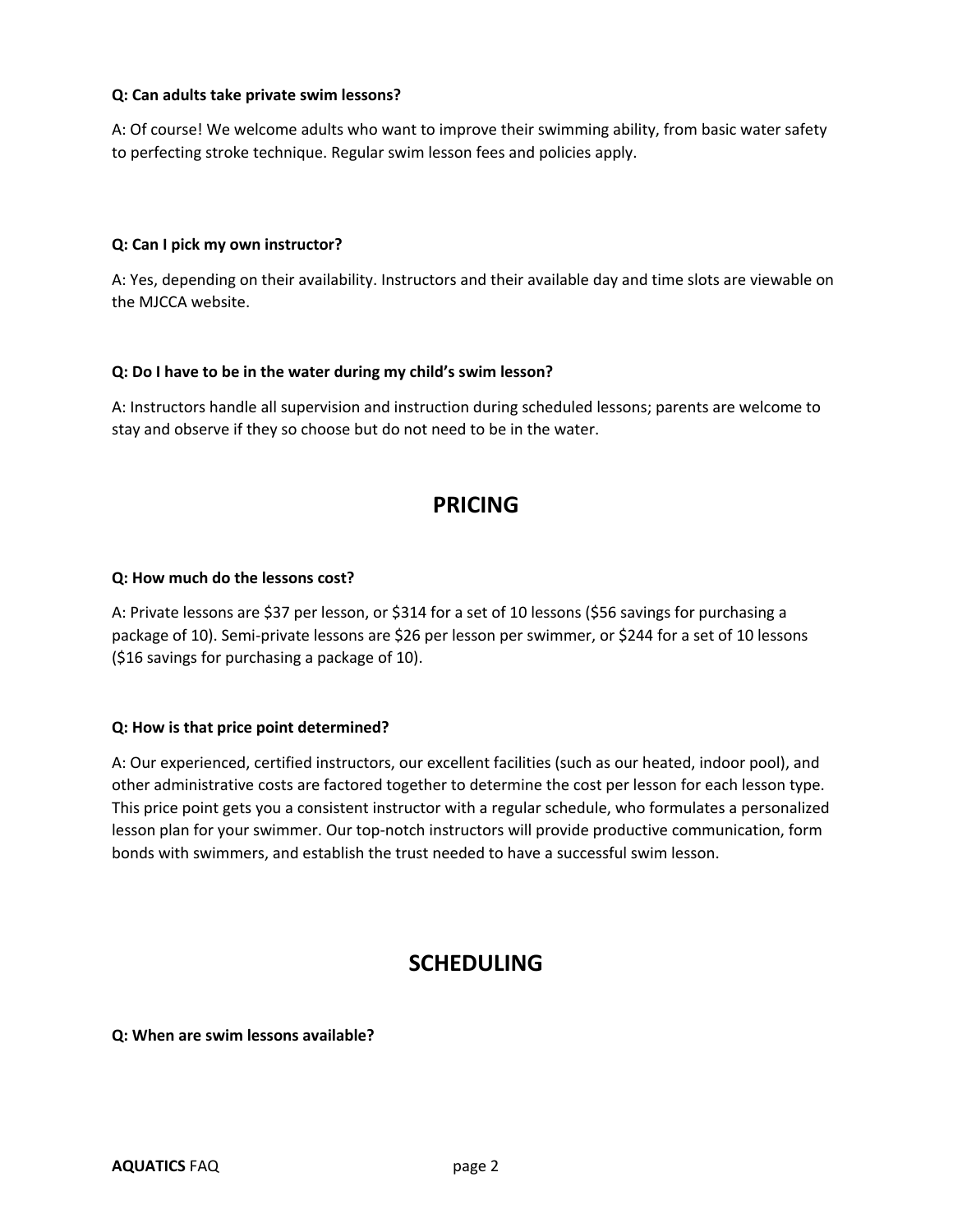**Q: Can adults take private swim lessons?**

A: Of course! We welcome adults who want to improve their swimming ability, from basic water safety to perfecting stroke technique. Regular swim lesson fees and policies apply.

**Q: Can I pick my own instructor?**

A: Yes, depending on their availability. Instructors and their available day and time slots are viewable on the MJCCA website.

**Q: Do I have to be in the water during my child's swim lesson?**

A: Instructors handle all supervision and instruction during scheduled lessons; parents are welcome to stay and observe if they so choose but do not need to be in the water.

## PRICING

**Q: How much do the lessons cost?**

A: Private lessons are $37 per lesson, or $314 for a set of 10 lessons ($56 savings for purchasing a package of 10). Semi-private lessons are $26 per lesson per swimmer, or $244 for a set of 10 lessons ($16 savings for purchasing a package of 10).

**Q: How is that price point determined?**

A: Our experienced, certified instructors, our excellent facilities (such as our heated, indoor pool), and other administrative costs are factored together to determine the cost per lesson for each lesson type. This price point gets you a consistent instructor with a regular schedule, who formulates a personalized lesson plan for your swimmer. Our top-notch instructors will provide productive communication, form bonds with swimmers, and establish the trust needed to have a successful swim lesson.

## SCHEDULING

**Q: When are swim lessons available?**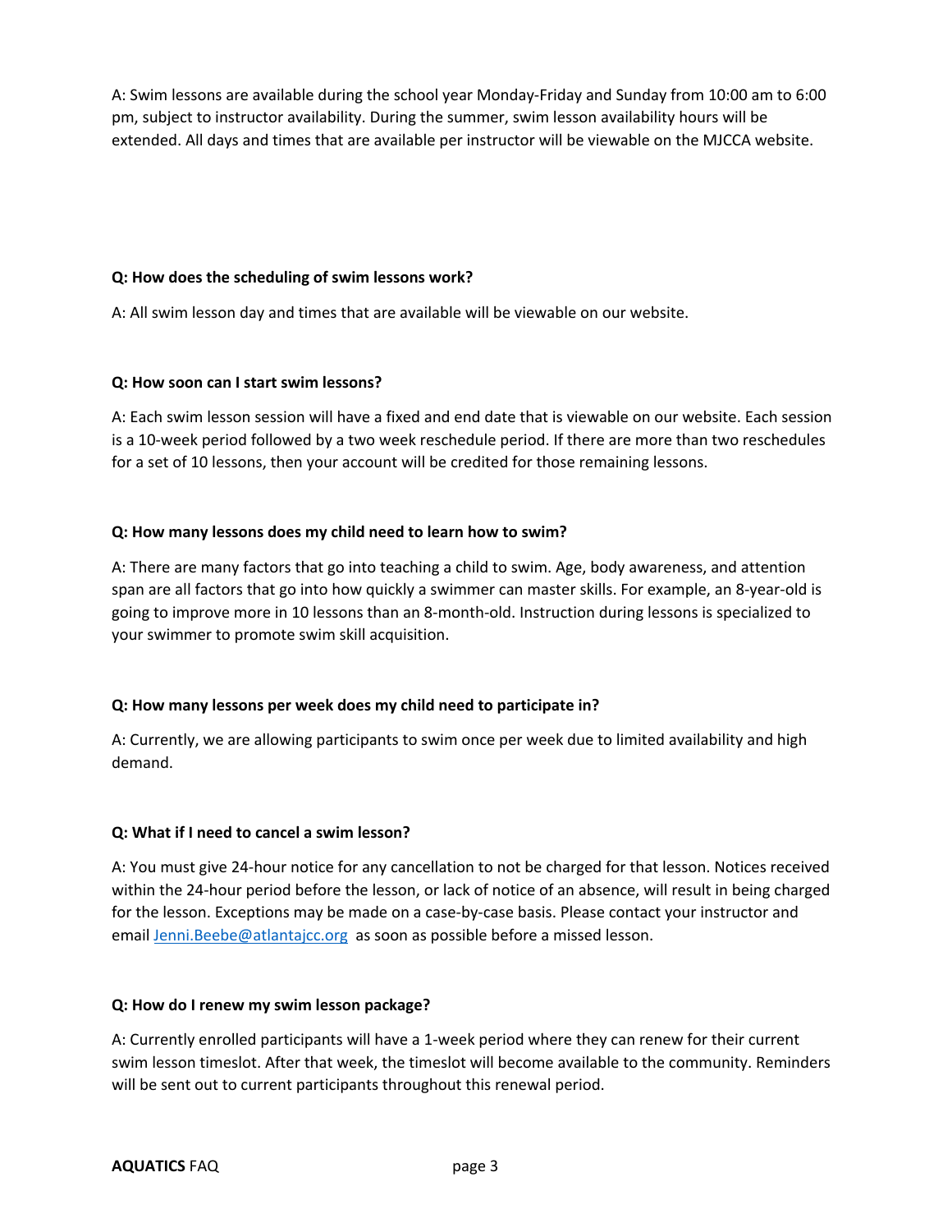A: Swim lessons are available during the school year Monday-Friday and Sunday from 10:00 am to 6:00 pm, subject to instructor availability. During the summer, swim lesson availability hours will be extended. All days and times that are available per instructor will be viewable on the MJCCA website.

**Q: How does the scheduling of swim lessons work?**

A: All swim lesson day and times that are available will be viewable on our website.

**Q: How soon can I start swim lessons?**

A: Each swim lesson session will have a fixed and end date that is viewable on our website. Each session is a 10-week period followed by a two week reschedule period. If there are more than two reschedules for a set of 10 lessons, then your account will be credited for those remaining lessons.

**Q: How many lessons does my child need to learn how to swim?**

A: There are many factors that go into teaching a child to swim. Age, body awareness, and attention span are all factors that go into how quickly a swimmer can master skills. For example, an 8-year-old is going to improve more in 10 lessons than an 8-month-old. Instruction during lessons is specialized to your swimmer to promote swim skill acquisition.

**Q: How many lessons per week does my child need to participate in?**

A: Currently, we are allowing participants to swim once per week due to limited availability and high demand.

**Q: What if I need to cancel a swim lesson?**

A: You must give 24-hour notice for any cancellation to not be charged for that lesson. Notices received within the 24-hour period before the lesson, or lack of notice of an absence, will result in being charged for the lesson. Exceptions may be made on a case-by-case basis. Please contact your instructor and email [Jenni.Beebe@atlantajcc.org](mailto:Jenni.Beebe@atlantajcc.org) as soon as possible before a missed lesson.

**Q: How do I renew my swim lesson package?**

A: Currently enrolled participants will have a 1-week period where they can renew for their current swim lesson timeslot. After that week, the timeslot will become available to the community. Reminders will be sent out to current participants throughout this renewal period.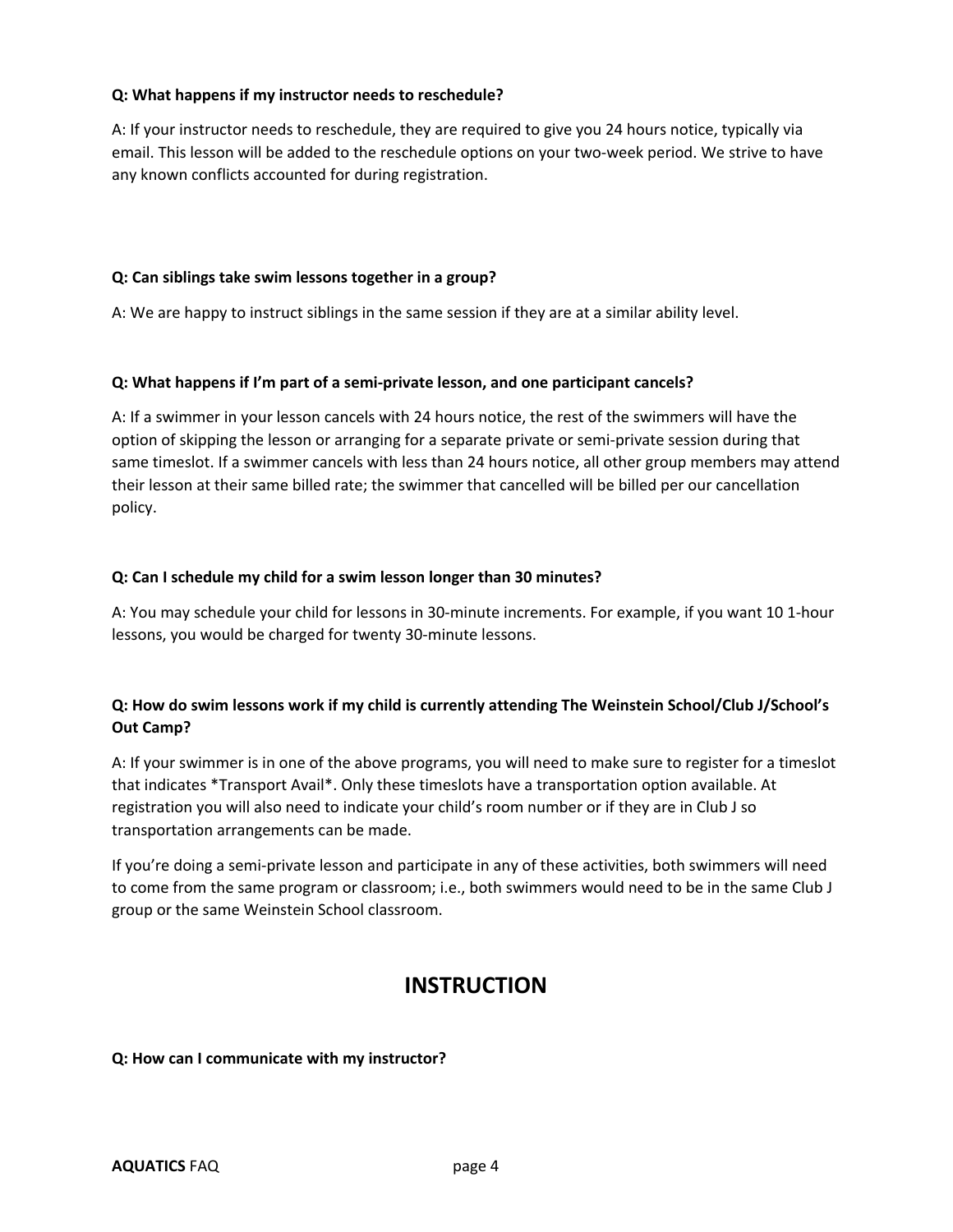**Q: What happens if my instructor needs to reschedule?**

A: If your instructor needs to reschedule, they are required to give you 24 hours notice, typically via email. This lesson will be added to the reschedule options on your two-week period. We strive to have any known conflicts accounted for during registration.

**Q: Can siblings take swim lessons together in a group?**

A: We are happy to instruct siblings in the same session if they are at a similar ability level.

**Q: What happens if I'm part of a semi-private lesson, and one participant cancels?**

A: If a swimmer in your lesson cancels with 24 hours notice, the rest of the swimmers will have the option of skipping the lesson or arranging for a separate private or semi-private session during that same timeslot. If a swimmer cancels with less than 24 hours notice, all other group members may attend their lesson at their same billed rate; the swimmer that cancelled will be billed per our cancellation policy.

**Q: Can I schedule my child for a swim lesson longer than 30 minutes?**

A: You may schedule your child for lessons in 30-minute increments. For example, if you want 10 1-hour lessons, you would be charged for twenty 30-minute lessons.

**Q: How do swim lessons work if my child is currently attending The Weinstein School/Club J/School's Out Camp?**

A: If your swimmer is in one of the above programs, you will need to make sure to register for a timeslot that indicates *Transport Avail*. Only these timeslots have a transportation option available. At registration you will also need to indicate your child's room number or if they are in Club J so transportation arrangements can be made.

If you're doing a semi-private lesson and participate in any of these activities, both swimmers will need to come from the same program or classroom; i.e., both swimmers would need to be in the same Club J group or the same Weinstein School classroom.

## INSTRUCTION

**Q: How can I communicate with my instructor?**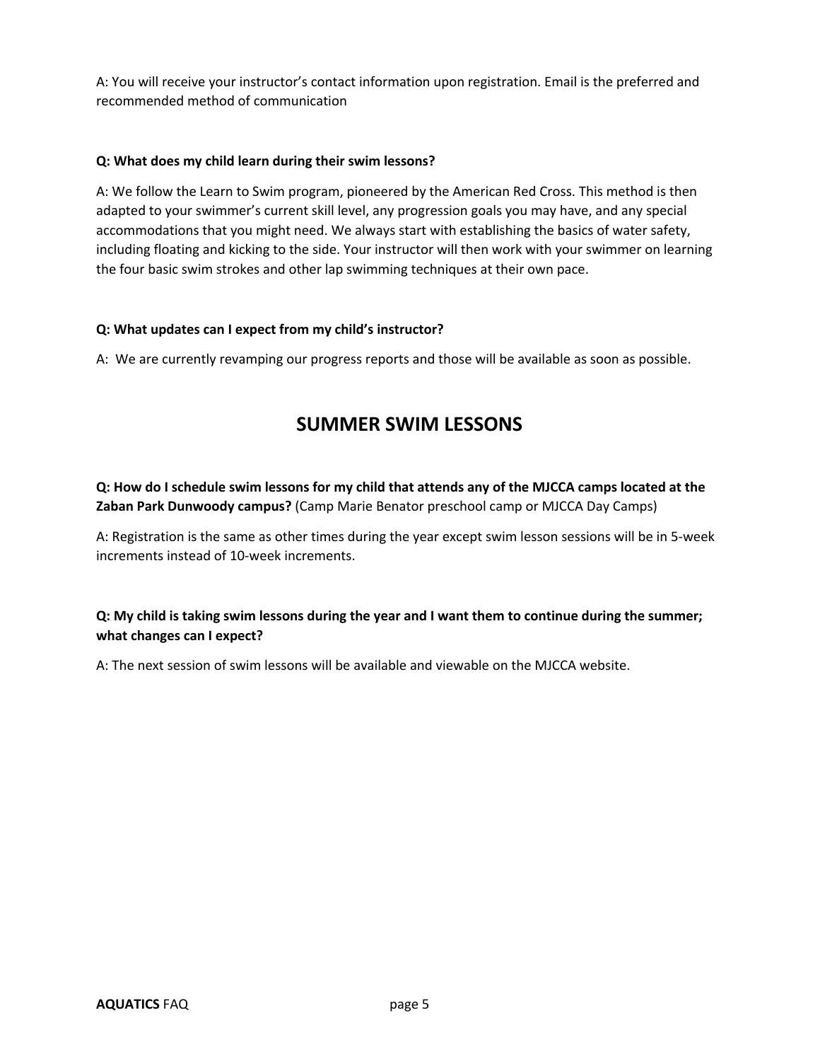A: You will receive your instructor's contact information upon registration. Email is the preferred and recommended method of communication

**Q: What does my child learn during their swim lessons?**

A: We follow the Learn to Swim program, pioneered by the American Red Cross. This method is then adapted to your swimmer's current skill level, any progression goals you may have, and any special accommodations that you might need. We always start with establishing the basics of water safety, including floating and kicking to the side. Your instructor will then work with your swimmer on learning the four basic swim strokes and other lap swimming techniques at their own pace.

**Q: What updates can I expect from my child's instructor?**

A: We are currently revamping our progress reports and those will be available as soon as possible.

## SUMMER SWIM LESSONS

**Q: How do I schedule swim lessons for my child that attends any of the MJCCA camps located at the Zaban Park Dunwoody campus?** (Camp Marie Benator preschool camp or MJCCA Day Camps)

A: Registration is the same as other times during the year except swim lesson sessions will be in 5-week increments instead of 10-week increments.

**Q: My child is taking swim lessons during the year and I want them to continue during the summer; what changes can I expect?**

A: The next session of swim lessons will be available and viewable on the MJCCA website.